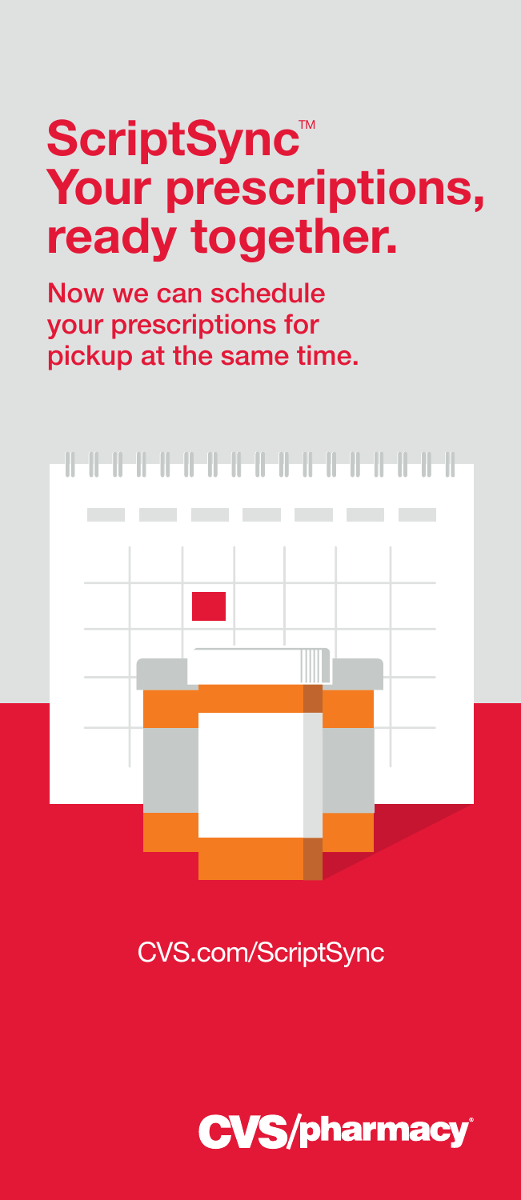# ScriptSync™ Your prescriptions, ready together.

Now we can schedule your prescriptions for pickup at the same time.

CVS.com/ScriptSync

CVS/pharmacy®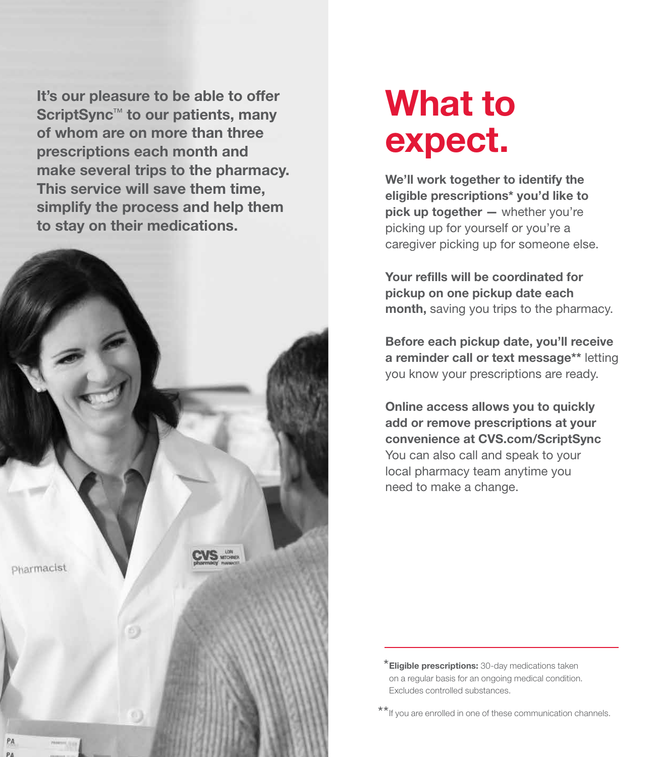**It's our pleasure to be able to offer ScriptSync™ to our patients, many of whom are on more than three prescriptions each month and make several trips to the pharmacy. This service will save them time, simplify the process and help them to stay on their medications.**

# What to expect.

**We'll work together to identify the eligible prescriptions* you'd like to pick up together —** whether you're picking up for yourself or you're a caregiver picking up for someone else.

**Your refills will be coordinated for pickup on one pickup date each month,** saving you trips to the pharmacy.

**Before each pickup date, you'll receive a reminder call or text message**** letting you know your prescriptions are ready.

**Online access allows you to quickly add or remove prescriptions at your convenience at CVS.com/ScriptSync** You can also call and speak to your local pharmacy team anytime you need to make a change.

---

***Eligible prescriptions:** 30-day medications taken on a regular basis for an ongoing medical condition. Excludes controlled substances.

**If you are enrolled in one of these communication channels.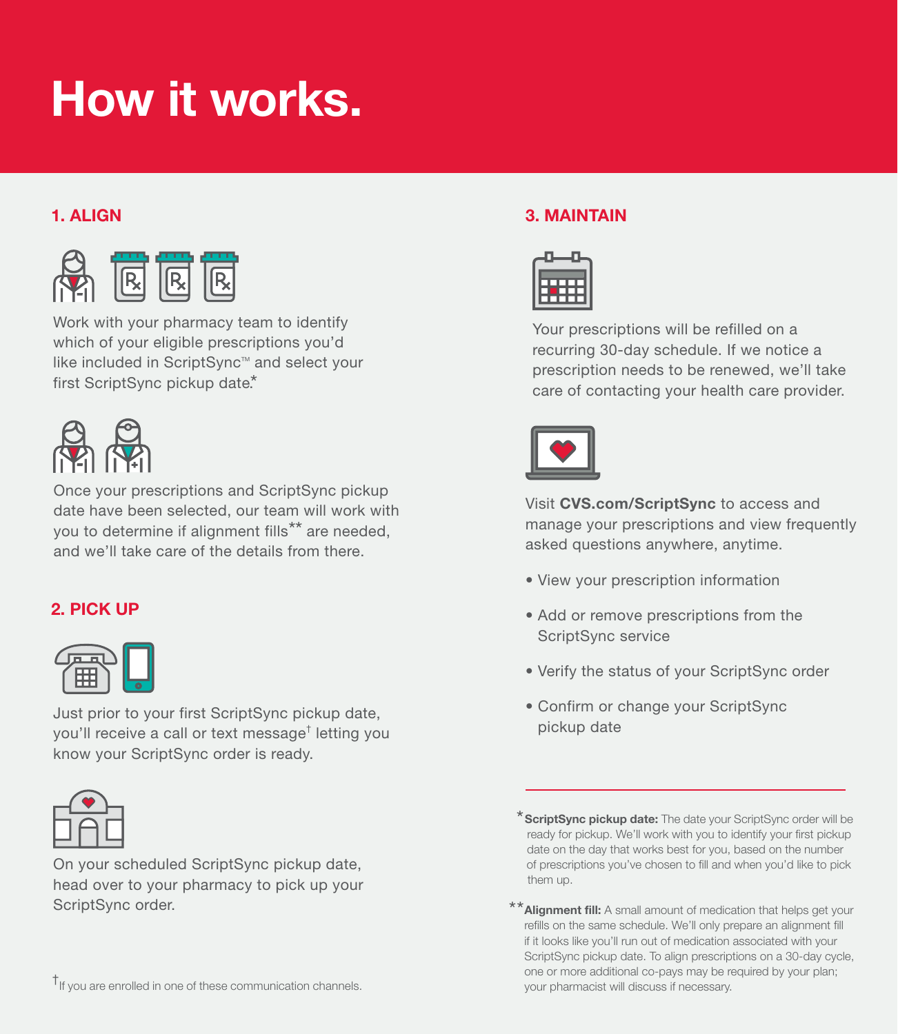# How it works.

## 1. ALIGN

Work with your pharmacy team to identify which of your eligible prescriptions you'd like included in ScriptSync™ and select your first ScriptSync pickup date.*

Once your prescriptions and ScriptSync pickup date have been selected, our team will work with you to determine if alignment fills** are needed, and we'll take care of the details from there.

## 2. PICK UP

Just prior to your first ScriptSync pickup date, you'll receive a call or text message† letting you know your ScriptSync order is ready.

On your scheduled ScriptSync pickup date, head over to your pharmacy to pick up your ScriptSync order.

†If you are enrolled in one of these communication channels.

## 3. MAINTAIN

Your prescriptions will be refilled on a recurring 30-day schedule. If we notice a prescription needs to be renewed, we'll take care of contacting your health care provider.

Visit **CVS.com/ScriptSync** to access and manage your prescriptions and view frequently asked questions anywhere, anytime.

- View your prescription information
- Add or remove prescriptions from the ScriptSync service
- Verify the status of your ScriptSync order
- Confirm or change your ScriptSync pickup date

---

\* **ScriptSync pickup date:** The date your ScriptSync order will be ready for pickup. We'll work with you to identify your first pickup date on the day that works best for you, based on the number of prescriptions you've chosen to fill and when you'd like to pick them up.

\** **Alignment fill:** A small amount of medication that helps get your refills on the same schedule. We'll only prepare an alignment fill if it looks like you'll run out of medication associated with your ScriptSync pickup date. To align prescriptions on a 30-day cycle, one or more additional co-pays may be required by your plan; your pharmacist will discuss if necessary.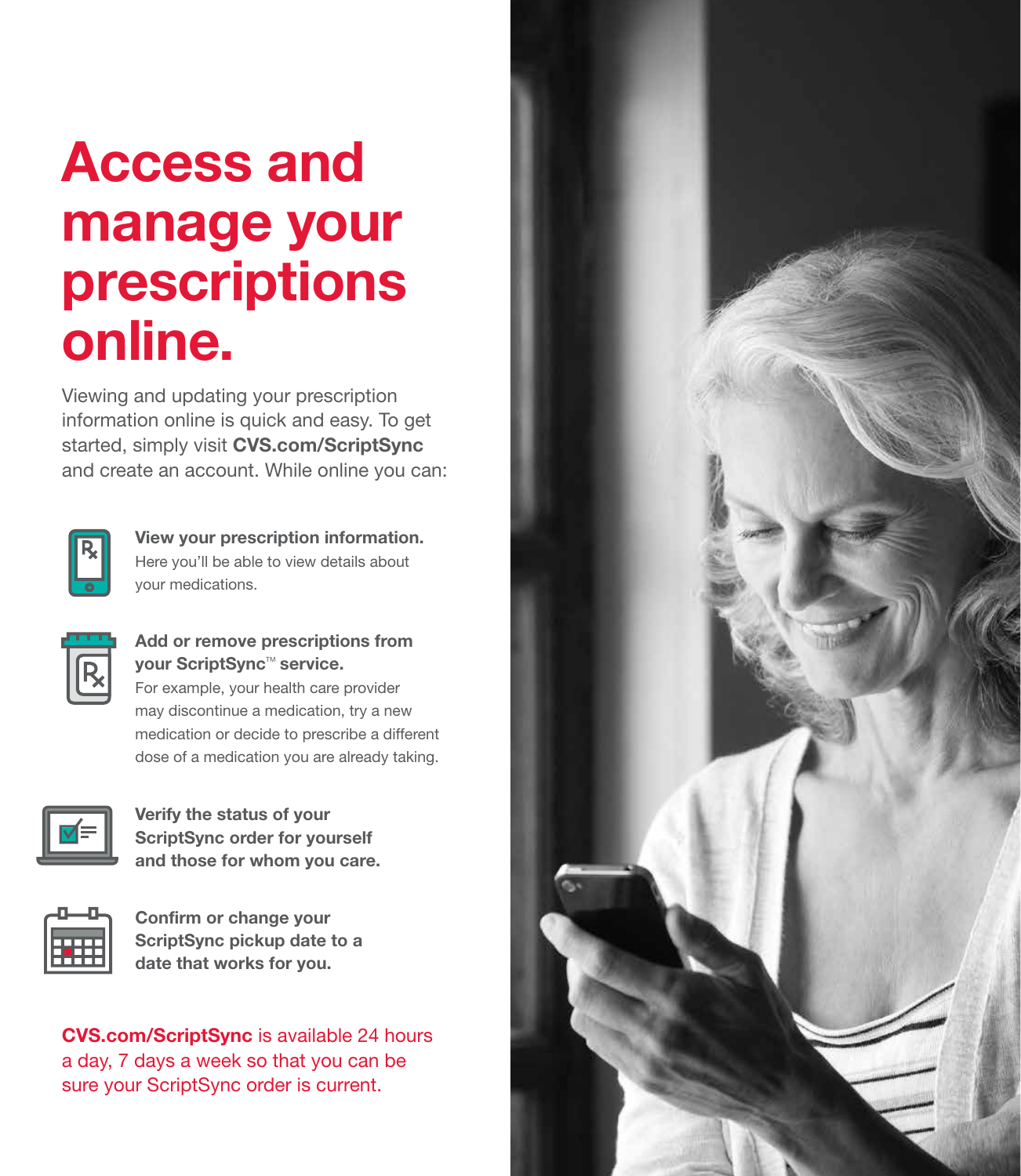# Access and manage your prescriptions online.

Viewing and updating your prescription information online is quick and easy. To get started, simply visit **CVS.com/ScriptSync** and create an account. While online you can:

**View your prescription information.**
Here you'll be able to view details about your medications.

**Add or remove prescriptions from your ScriptSync™ service.**
For example, your health care provider may discontinue a medication, try a new medication or decide to prescribe a different dose of a medication you are already taking.

**Verify the status of your ScriptSync order for yourself and those for whom you care.**

**Confirm or change your ScriptSync pickup date to a date that works for you.**

**CVS.com/ScriptSync** is available 24 hours a day, 7 days a week so that you can be sure your ScriptSync order is current.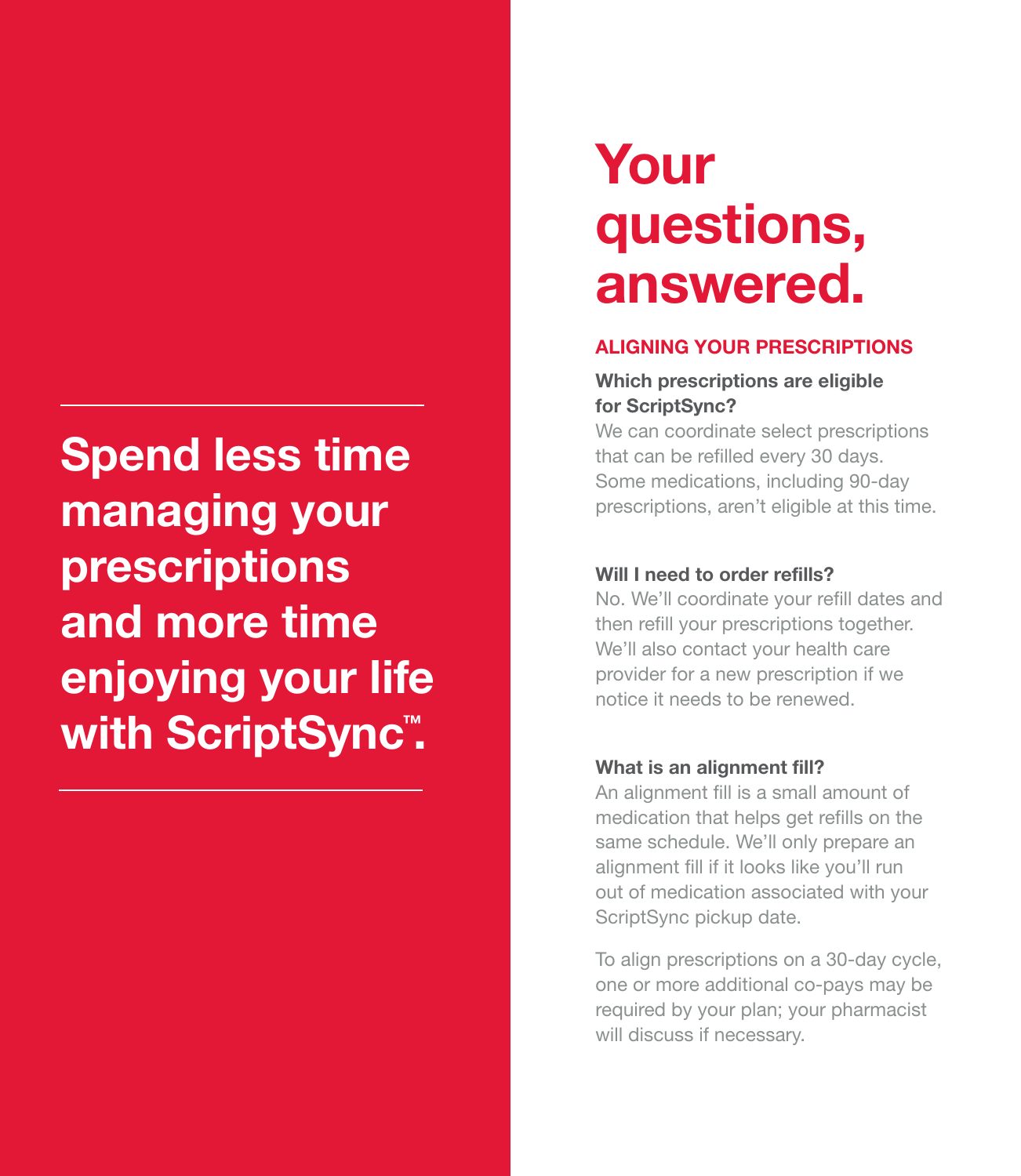**Spend less time managing your prescriptions and more time enjoying your life with ScriptSync™.**

# Your questions, answered.

## ALIGNING YOUR PRESCRIPTIONS

**Which prescriptions are eligible for ScriptSync?**

We can coordinate select prescriptions that can be refilled every 30 days. Some medications, including 90-day prescriptions, aren't eligible at this time.

**Will I need to order refills?**

No. We'll coordinate your refill dates and then refill your prescriptions together. We'll also contact your health care provider for a new prescription if we notice it needs to be renewed.

**What is an alignment fill?**

An alignment fill is a small amount of medication that helps get refills on the same schedule. We'll only prepare an alignment fill if it looks like you'll run out of medication associated with your ScriptSync pickup date.

To align prescriptions on a 30-day cycle, one or more additional co-pays may be required by your plan; your pharmacist will discuss if necessary.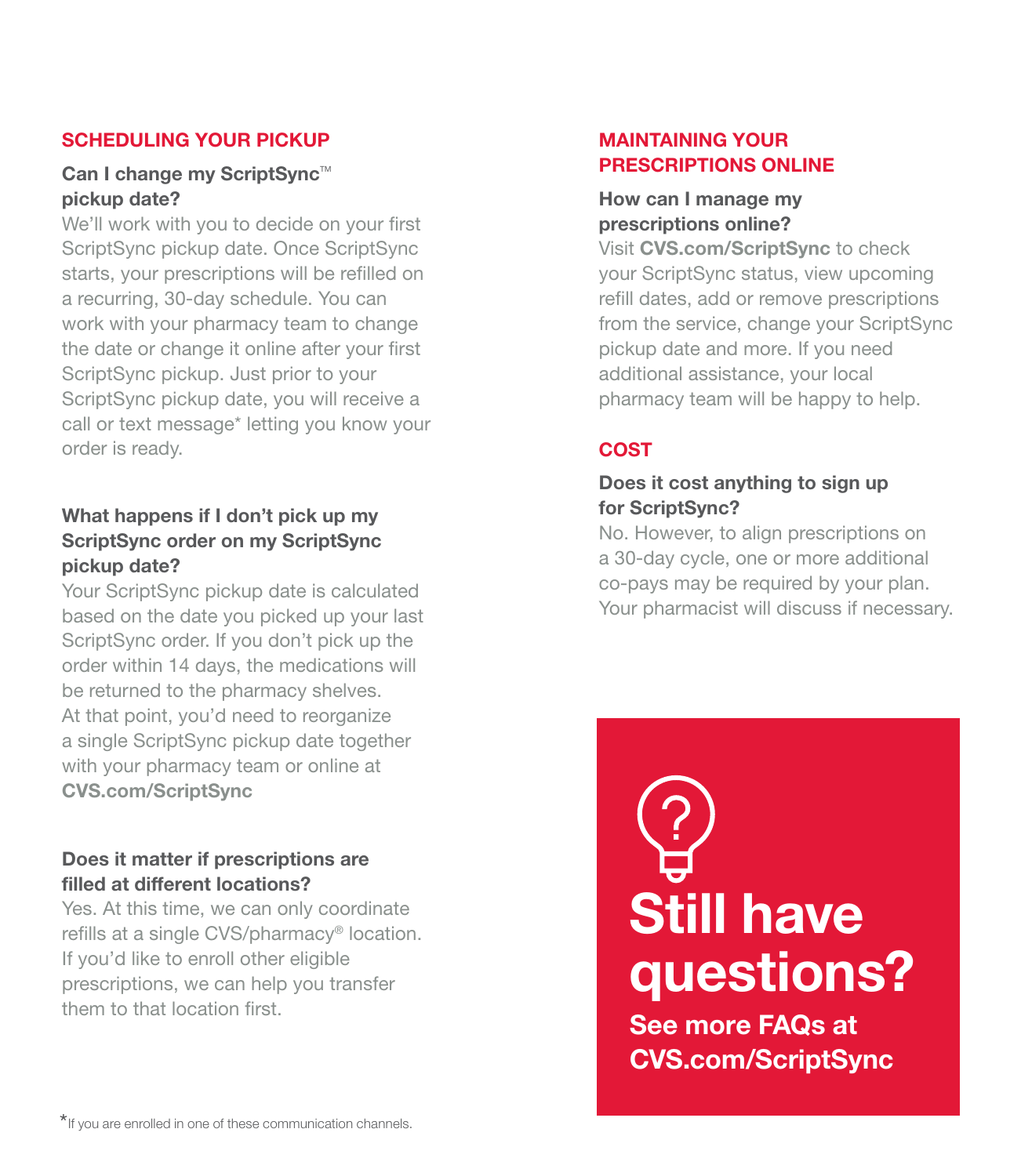## SCHEDULING YOUR PICKUP

### Can I change my ScriptSync™ pickup date?

We'll work with you to decide on your first ScriptSync pickup date. Once ScriptSync starts, your prescriptions will be refilled on a recurring, 30-day schedule. You can work with your pharmacy team to change the date or change it online after your first ScriptSync pickup. Just prior to your ScriptSync pickup date, you will receive a call or text message* letting you know your order is ready.

### What happens if I don't pick up my ScriptSync order on my ScriptSync pickup date?

Your ScriptSync pickup date is calculated based on the date you picked up your last ScriptSync order. If you don't pick up the order within 14 days, the medications will be returned to the pharmacy shelves. At that point, you'd need to reorganize a single ScriptSync pickup date together with your pharmacy team or online at **CVS.com/ScriptSync**

### Does it matter if prescriptions are filled at different locations?

Yes. At this time, we can only coordinate refills at a single CVS/pharmacy® location. If you'd like to enroll other eligible prescriptions, we can help you transfer them to that location first.

*If you are enrolled in one of these communication channels.

## MAINTAINING YOUR PRESCRIPTIONS ONLINE

### How can I manage my prescriptions online?

Visit **CVS.com/ScriptSync** to check your ScriptSync status, view upcoming refill dates, add or remove prescriptions from the service, change your ScriptSync pickup date and more. If you need additional assistance, your local pharmacy team will be happy to help.

## COST

### Does it cost anything to sign up for ScriptSync?

No. However, to align prescriptions on a 30-day cycle, one or more additional co-pays may be required by your plan. Your pharmacist will discuss if necessary.

# Still have questions?

**See more FAQs at CVS.com/ScriptSync**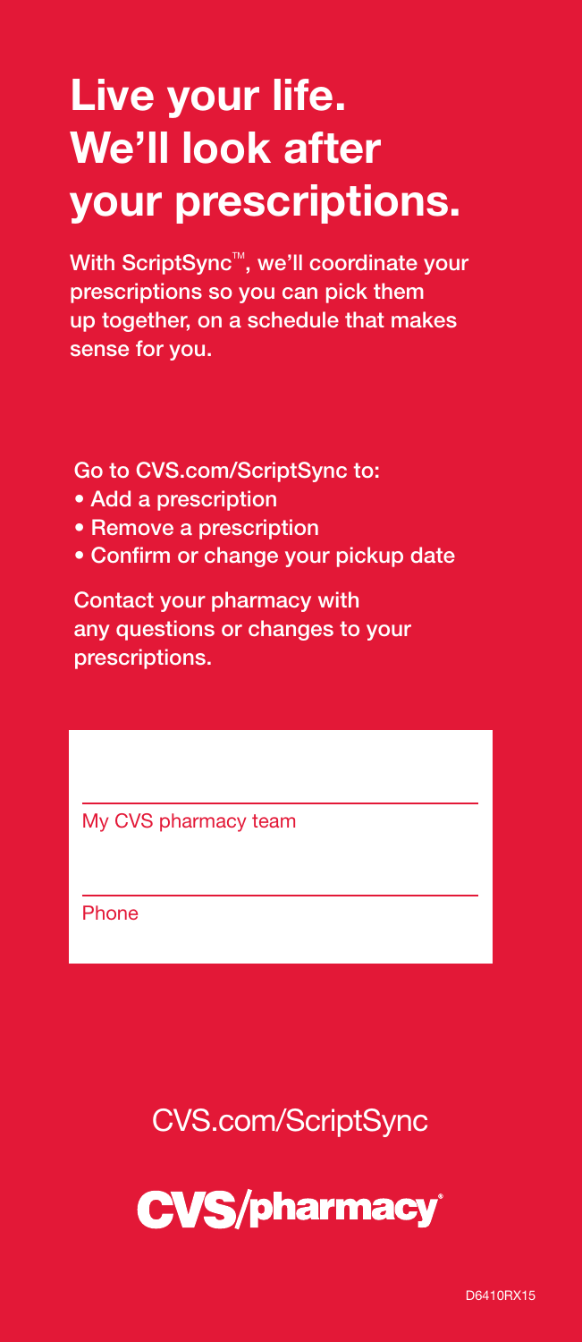# Live your life. We'll look after your prescriptions.

With ScriptSync™, we'll coordinate your prescriptions so you can pick them up together, on a schedule that makes sense for you.

Go to CVS.com/ScriptSync to:

- Add a prescription
- Remove a prescription
- Confirm or change your pickup date

Contact your pharmacy with any questions or changes to your prescriptions.

My CVS pharmacy team

Phone

CVS.com/ScriptSync

CVS/pharmacy®

D6410RX15